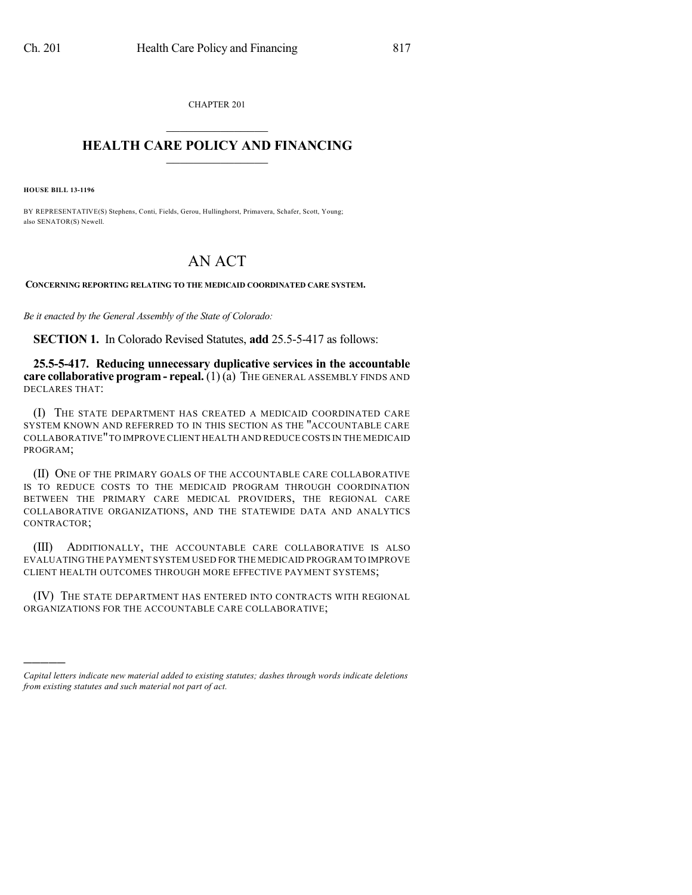CHAPTER 201

# HEALTH CARE POLICY AND FINANCING

**HOUSE BILL 13-1196**

BY REPRESENTATIVE(S) Stephens, Conti, Fields, Gerou, Hullinghorst, Primavera, Schafer, Scott, Young; also SENATOR(S) Newell.

# AN ACT

**CONCERNING REPORTING RELATING TO THE MEDICAID COORDINATED CARE SYSTEM.**

*Be it enacted by the General Assembly of the State of Colorado:*

**SECTION 1.** In Colorado Revised Statutes, **add** 25.5-5-417 as follows:

**25.5-5-417. Reducing unnecessary duplicative services in the accountable care collaborative program - repeal.** (1) (a) THE GENERAL ASSEMBLY FINDS AND DECLARES THAT:

(I) THE STATE DEPARTMENT HAS CREATED A MEDICAID COORDINATED CARE SYSTEM KNOWN AND REFERRED TO IN THIS SECTION AS THE "ACCOUNTABLE CARE COLLABORATIVE" TO IMPROVE CLIENT HEALTH AND REDUCE COSTS IN THE MEDICAID PROGRAM;

(II) ONE OF THE PRIMARY GOALS OF THE ACCOUNTABLE CARE COLLABORATIVE IS TO REDUCE COSTS TO THE MEDICAID PROGRAM THROUGH COORDINATION BETWEEN THE PRIMARY CARE MEDICAL PROVIDERS, THE REGIONAL CARE COLLABORATIVE ORGANIZATIONS, AND THE STATEWIDE DATA AND ANALYTICS CONTRACTOR;

(III) ADDITIONALLY, THE ACCOUNTABLE CARE COLLABORATIVE IS ALSO EVALUATING THE PAYMENT SYSTEM USED FOR THE MEDICAID PROGRAM TO IMPROVE CLIENT HEALTH OUTCOMES THROUGH MORE EFFECTIVE PAYMENT SYSTEMS;

(IV) THE STATE DEPARTMENT HAS ENTERED INTO CONTRACTS WITH REGIONAL ORGANIZATIONS FOR THE ACCOUNTABLE CARE COLLABORATIVE;

---

*Capital letters indicate new material added to existing statutes; dashes through words indicate deletions from existing statutes and such material not part of act.*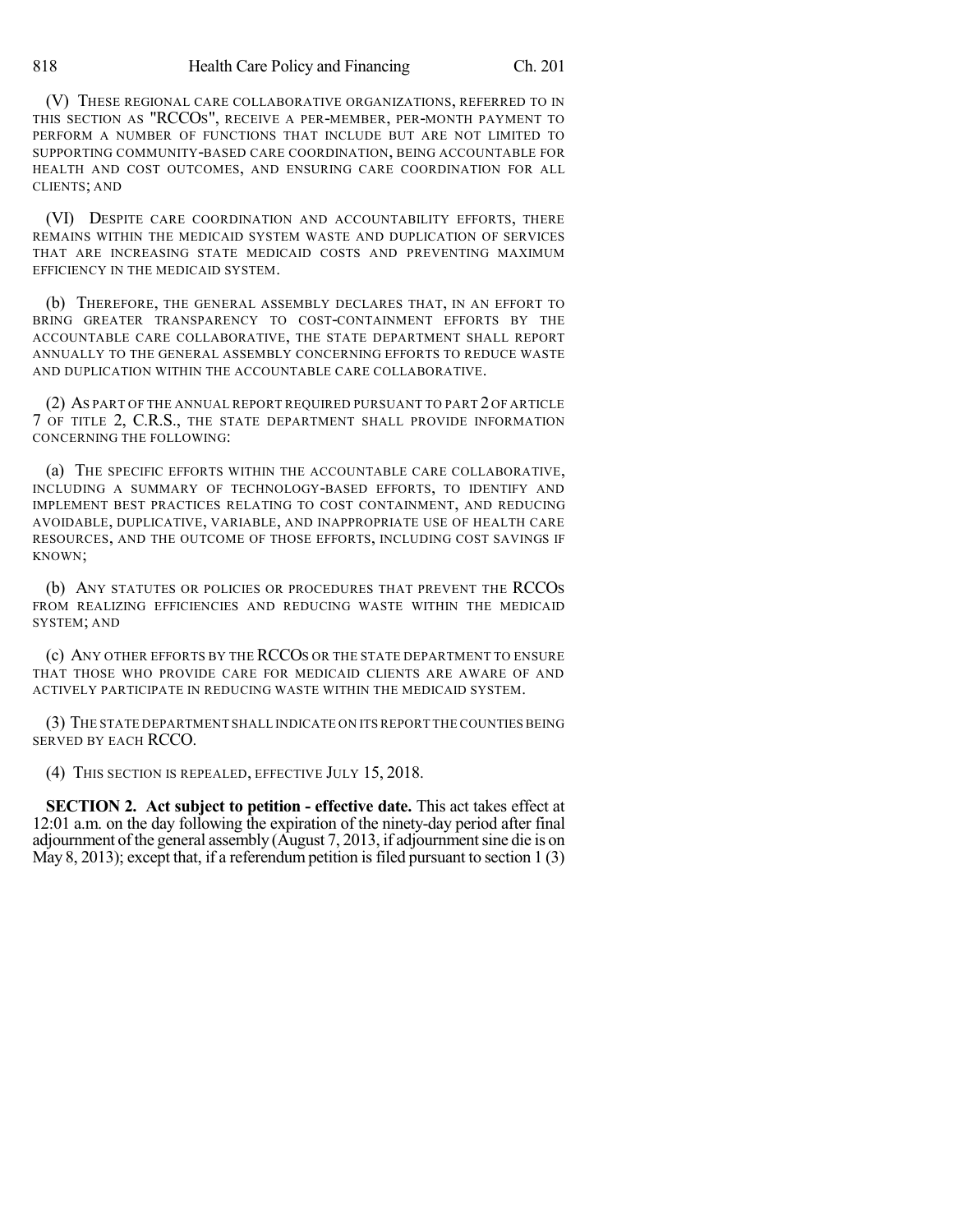(V) THESE REGIONAL CARE COLLABORATIVE ORGANIZATIONS, REFERRED TO IN THIS SECTION AS "RCCOS", RECEIVE A PER-MEMBER, PER-MONTH PAYMENT TO PERFORM A NUMBER OF FUNCTIONS THAT INCLUDE BUT ARE NOT LIMITED TO SUPPORTING COMMUNITY-BASED CARE COORDINATION, BEING ACCOUNTABLE FOR HEALTH AND COST OUTCOMES, AND ENSURING CARE COORDINATION FOR ALL CLIENTS; AND

(VI) DESPITE CARE COORDINATION AND ACCOUNTABILITY EFFORTS, THERE REMAINS WITHIN THE MEDICAID SYSTEM WASTE AND DUPLICATION OF SERVICES THAT ARE INCREASING STATE MEDICAID COSTS AND PREVENTING MAXIMUM EFFICIENCY IN THE MEDICAID SYSTEM.

(b) THEREFORE, THE GENERAL ASSEMBLY DECLARES THAT, IN AN EFFORT TO BRING GREATER TRANSPARENCY TO COST-CONTAINMENT EFFORTS BY THE ACCOUNTABLE CARE COLLABORATIVE, THE STATE DEPARTMENT SHALL REPORT ANNUALLY TO THE GENERAL ASSEMBLY CONCERNING EFFORTS TO REDUCE WASTE AND DUPLICATION WITHIN THE ACCOUNTABLE CARE COLLABORATIVE.

(2) AS PART OF THE ANNUAL REPORT REQUIRED PURSUANT TO PART 2 OF ARTICLE 7 OF TITLE 2, C.R.S., THE STATE DEPARTMENT SHALL PROVIDE INFORMATION CONCERNING THE FOLLOWING:

(a) THE SPECIFIC EFFORTS WITHIN THE ACCOUNTABLE CARE COLLABORATIVE, INCLUDING A SUMMARY OF TECHNOLOGY-BASED EFFORTS, TO IDENTIFY AND IMPLEMENT BEST PRACTICES RELATING TO COST CONTAINMENT, AND REDUCING AVOIDABLE, DUPLICATIVE, VARIABLE, AND INAPPROPRIATE USE OF HEALTH CARE RESOURCES, AND THE OUTCOME OF THOSE EFFORTS, INCLUDING COST SAVINGS IF KNOWN;

(b) ANY STATUTES OR POLICIES OR PROCEDURES THAT PREVENT THE RCCOS FROM REALIZING EFFICIENCIES AND REDUCING WASTE WITHIN THE MEDICAID SYSTEM; AND

(c) ANY OTHER EFFORTS BY THE RCCOS OR THE STATE DEPARTMENT TO ENSURE THAT THOSE WHO PROVIDE CARE FOR MEDICAID CLIENTS ARE AWARE OF AND ACTIVELY PARTICIPATE IN REDUCING WASTE WITHIN THE MEDICAID SYSTEM.

(3) THE STATE DEPARTMENT SHALL INDICATE ON ITS REPORT THE COUNTIES BEING SERVED BY EACH RCCO.

(4) THIS SECTION IS REPEALED, EFFECTIVE JULY 15, 2018.

**SECTION 2. Act subject to petition - effective date.** This act takes effect at 12:01 a.m. on the day following the expiration of the ninety-day period after final adjournment of the general assembly (August 7, 2013, if adjournment sine die is on May 8, 2013); except that, if a referendum petition is filed pursuant to section 1 (3)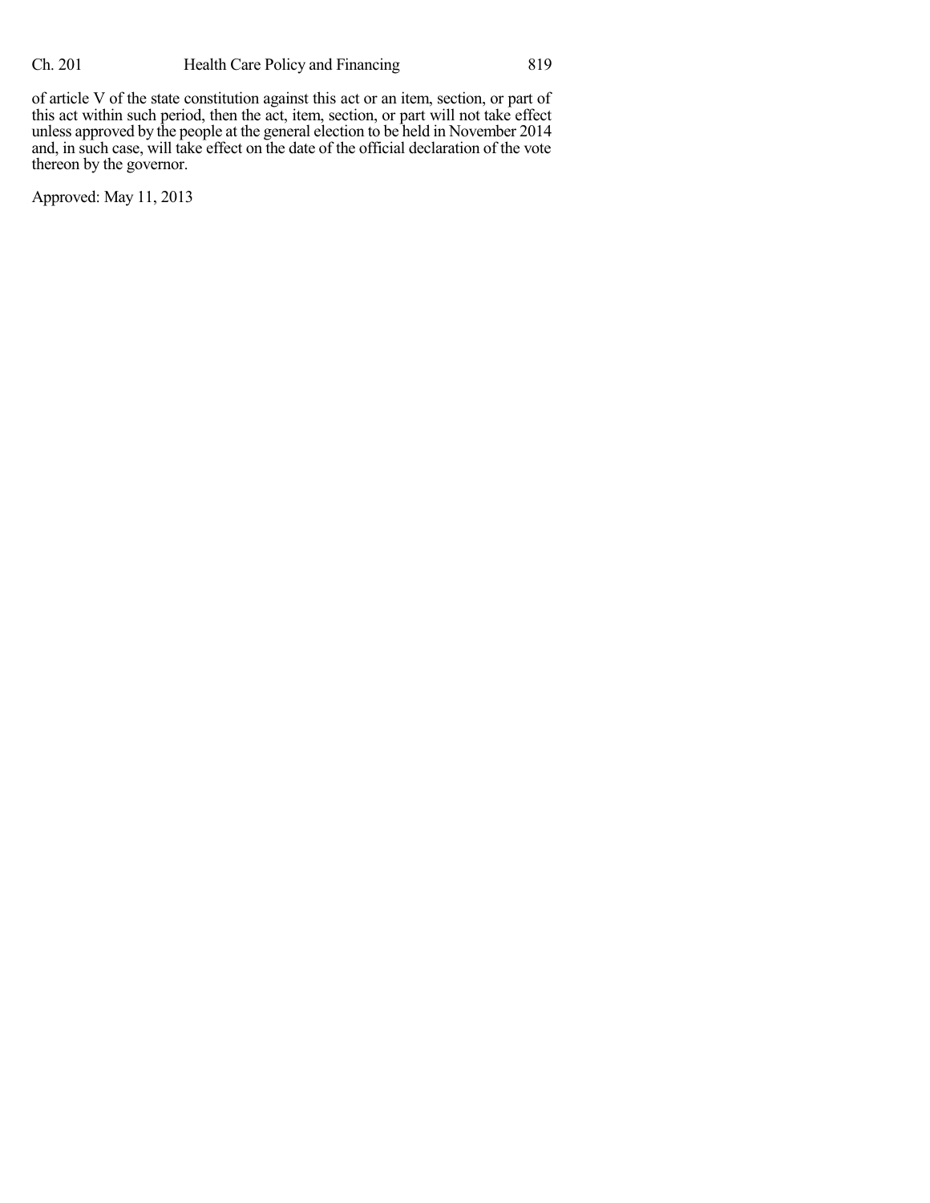of article V of the state constitution against this act or an item, section, or part of this act within such period, then the act, item, section, or part will not take effect unless approved by the people at the general election to be held in November 2014 and, in such case, will take effect on the date of the official declaration of the vote thereon by the governor.

Approved: May 11, 2013